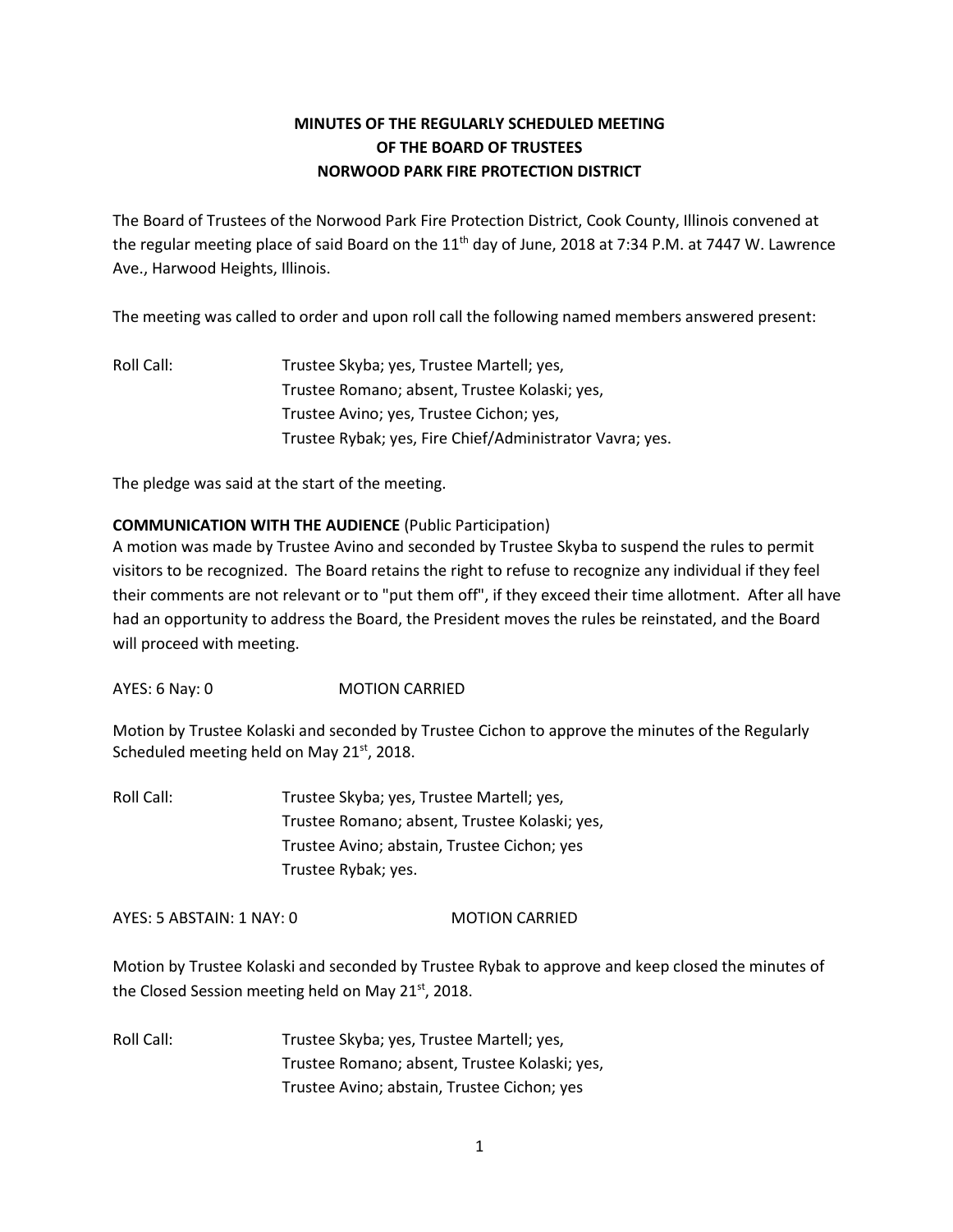# MINUTES OF THE REGULARLY SCHEDULED MEETING OF THE BOARD OF TRUSTEES NORWOOD PARK FIRE PROTECTION DISTRICT

The Board of Trustees of the Norwood Park Fire Protection District, Cook County, Illinois convened at the regular meeting place of said Board on the 11th day of June, 2018 at 7:34 P.M. at 7447 W. Lawrence Ave., Harwood Heights, Illinois.

The meeting was called to order and upon roll call the following named members answered present:

Roll Call: Trustee Skyba; yes, Trustee Martell; yes,
Trustee Romano; absent, Trustee Kolaski; yes,
Trustee Avino; yes, Trustee Cichon; yes,
Trustee Rybak; yes, Fire Chief/Administrator Vavra; yes.

The pledge was said at the start of the meeting.

**COMMUNICATION WITH THE AUDIENCE** (Public Participation)
A motion was made by Trustee Avino and seconded by Trustee Skyba to suspend the rules to permit visitors to be recognized. The Board retains the right to refuse to recognize any individual if they feel their comments are not relevant or to "put them off", if they exceed their time allotment. After all have had an opportunity to address the Board, the President moves the rules be reinstated, and the Board will proceed with meeting.

AYES: 6 Nay: 0 MOTION CARRIED

Motion by Trustee Kolaski and seconded by Trustee Cichon to approve the minutes of the Regularly Scheduled meeting held on May 21st, 2018.

Roll Call: Trustee Skyba; yes, Trustee Martell; yes,
Trustee Romano; absent, Trustee Kolaski; yes,
Trustee Avino; abstain, Trustee Cichon; yes
Trustee Rybak; yes.

AYES: 5 ABSTAIN: 1 NAY: 0 MOTION CARRIED

Motion by Trustee Kolaski and seconded by Trustee Rybak to approve and keep closed the minutes of the Closed Session meeting held on May 21st, 2018.

Roll Call: Trustee Skyba; yes, Trustee Martell; yes,
Trustee Romano; absent, Trustee Kolaski; yes,
Trustee Avino; abstain, Trustee Cichon; yes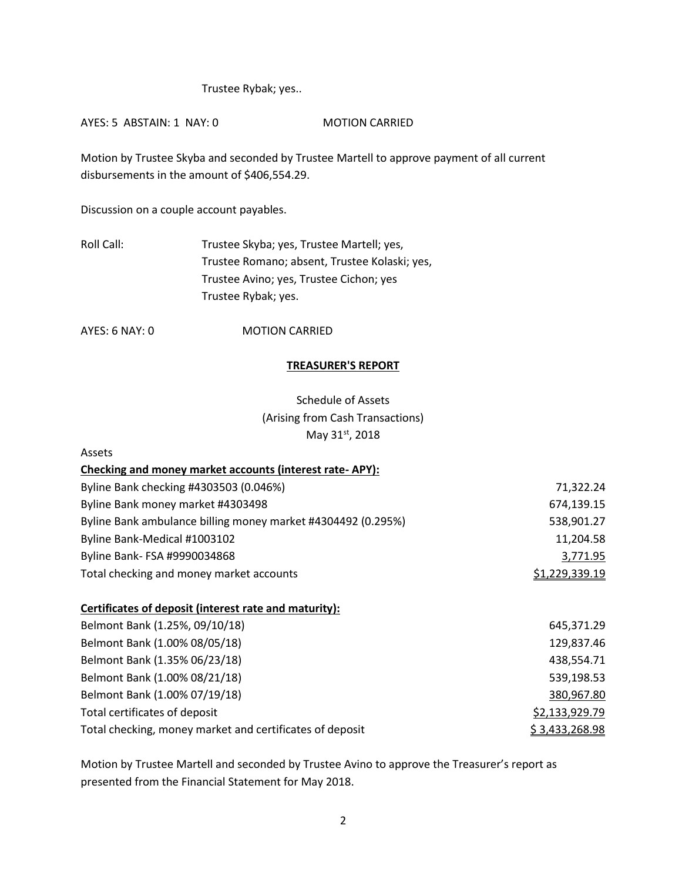Trustee Rybak; yes..

AYES: 5 ABSTAIN: 1 NAY: 0 MOTION CARRIED

Motion by Trustee Skyba and seconded by Trustee Martell to approve payment of all current disbursements in the amount of $406,554.29.

Discussion on a couple account payables.

Roll Call: Trustee Skyba; yes, Trustee Martell; yes,
Trustee Romano; absent, Trustee Kolaski; yes,
Trustee Avino; yes, Trustee Cichon; yes
Trustee Rybak; yes.

AYES: 6 NAY: 0 MOTION CARRIED

## TREASURER'S REPORT

Schedule of Assets
(Arising from Cash Transactions)
May 31st, 2018

Assets

| **Checking and money market accounts (interest rate- APY):** | |
|---|---|
| Byline Bank checking #4303503 (0.046%) | 71,322.24 |
| Byline Bank money market #4303498 | 674,139.15 |
| Byline Bank ambulance billing money market #4304492 (0.295%) | 538,901.27 |
| Byline Bank-Medical #1003102 | 11,204.58 |
| Byline Bank- FSA #9990034868 | 3,771.95 |
| Total checking and money market accounts | $1,229,339.19 |
| | |
| **Certificates of deposit (interest rate and maturity):** | |
| Belmont Bank (1.25%, 09/10/18) | 645,371.29 |
| Belmont Bank (1.00% 08/05/18) | 129,837.46 |
| Belmont Bank (1.35% 06/23/18) | 438,554.71 |
| Belmont Bank (1.00% 08/21/18) | 539,198.53 |
| Belmont Bank (1.00% 07/19/18) | 380,967.80 |
| Total certificates of deposit | $2,133,929.79 |
| Total checking, money market and certificates of deposit | $ 3,433,268.98 |

Motion by Trustee Martell and seconded by Trustee Avino to approve the Treasurer's report as presented from the Financial Statement for May 2018.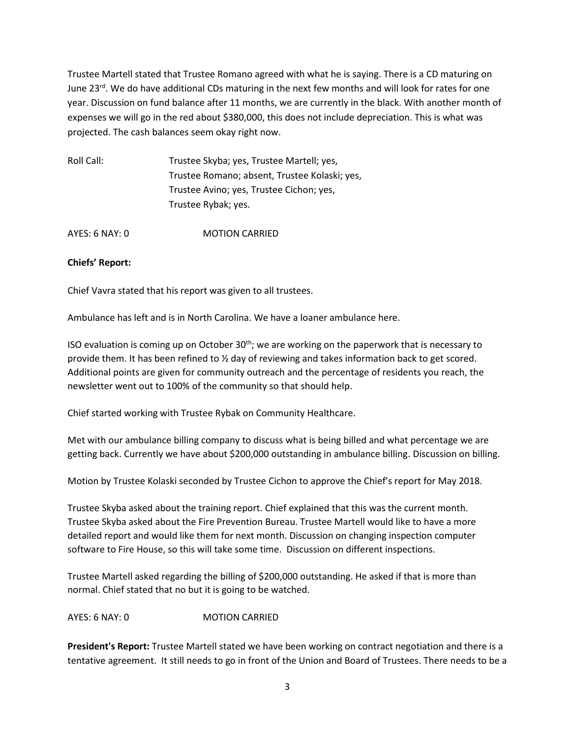Trustee Martell stated that Trustee Romano agreed with what he is saying. There is a CD maturing on June 23rd. We do have additional CDs maturing in the next few months and will look for rates for one year. Discussion on fund balance after 11 months, we are currently in the black. With another month of expenses we will go in the red about $380,000, this does not include depreciation. This is what was projected. The cash balances seem okay right now.

Roll Call: Trustee Skyba; yes, Trustee Martell; yes,
Trustee Romano; absent, Trustee Kolaski; yes,
Trustee Avino; yes, Trustee Cichon; yes,
Trustee Rybak; yes.

AYES: 6 NAY: 0 MOTION CARRIED

**Chiefs' Report:**

Chief Vavra stated that his report was given to all trustees.

Ambulance has left and is in North Carolina. We have a loaner ambulance here.

ISO evaluation is coming up on October 30th; we are working on the paperwork that is necessary to provide them. It has been refined to ½ day of reviewing and takes information back to get scored. Additional points are given for community outreach and the percentage of residents you reach, the newsletter went out to 100% of the community so that should help.

Chief started working with Trustee Rybak on Community Healthcare.

Met with our ambulance billing company to discuss what is being billed and what percentage we are getting back. Currently we have about $200,000 outstanding in ambulance billing. Discussion on billing.

Motion by Trustee Kolaski seconded by Trustee Cichon to approve the Chief's report for May 2018.

Trustee Skyba asked about the training report. Chief explained that this was the current month. Trustee Skyba asked about the Fire Prevention Bureau. Trustee Martell would like to have a more detailed report and would like them for next month. Discussion on changing inspection computer software to Fire House, so this will take some time. Discussion on different inspections.

Trustee Martell asked regarding the billing of $200,000 outstanding. He asked if that is more than normal. Chief stated that no but it is going to be watched.

AYES: 6 NAY: 0 MOTION CARRIED

**President's Report:** Trustee Martell stated we have been working on contract negotiation and there is a tentative agreement. It still needs to go in front of the Union and Board of Trustees. There needs to be a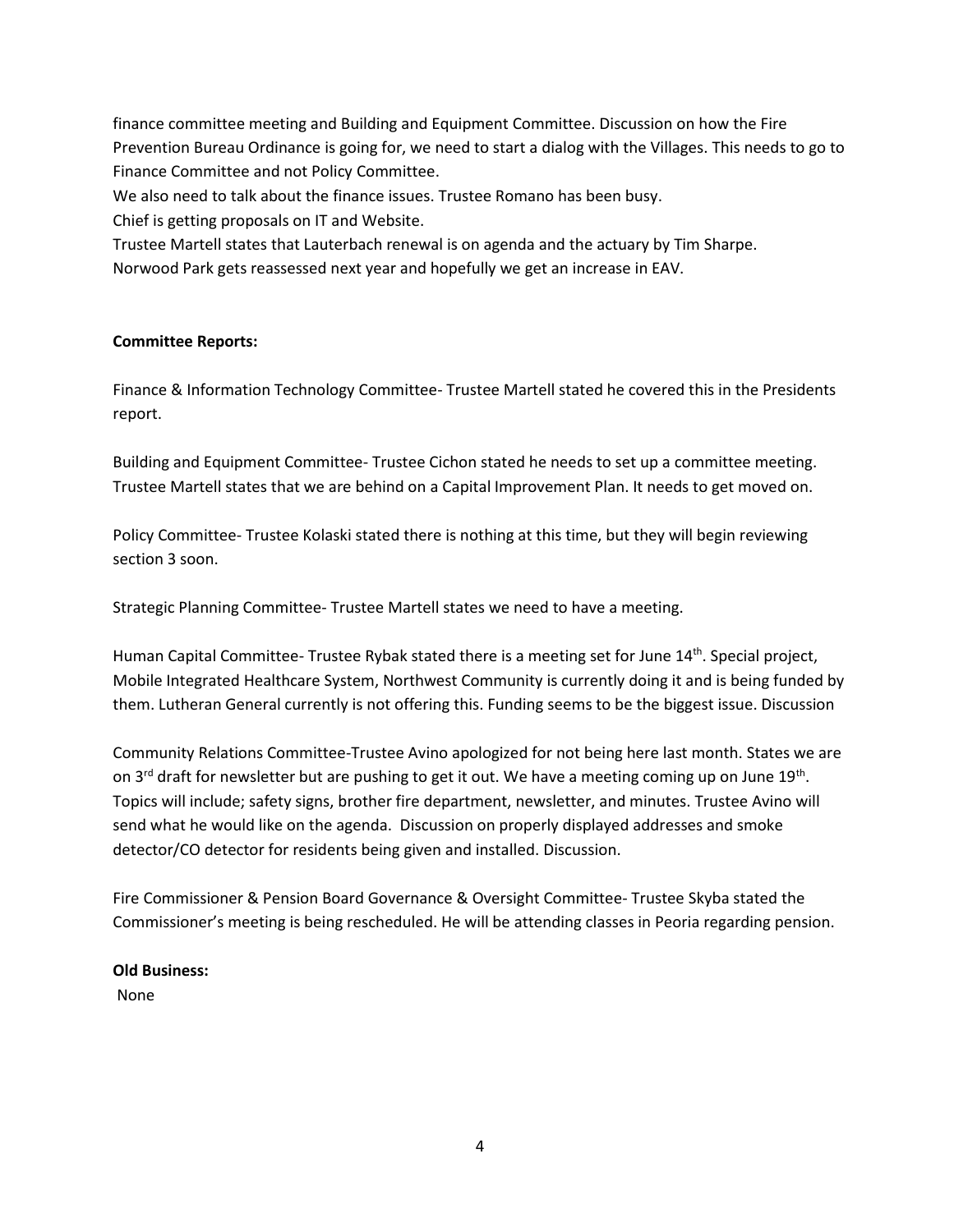finance committee meeting and Building and Equipment Committee. Discussion on how the Fire Prevention Bureau Ordinance is going for, we need to start a dialog with the Villages. This needs to go to Finance Committee and not Policy Committee.

We also need to talk about the finance issues. Trustee Romano has been busy.

Chief is getting proposals on IT and Website.

Trustee Martell states that Lauterbach renewal is on agenda and the actuary by Tim Sharpe.

Norwood Park gets reassessed next year and hopefully we get an increase in EAV.

**Committee Reports:**

Finance & Information Technology Committee- Trustee Martell stated he covered this in the Presidents report.

Building and Equipment Committee- Trustee Cichon stated he needs to set up a committee meeting. Trustee Martell states that we are behind on a Capital Improvement Plan. It needs to get moved on.

Policy Committee- Trustee Kolaski stated there is nothing at this time, but they will begin reviewing section 3 soon.

Strategic Planning Committee- Trustee Martell states we need to have a meeting.

Human Capital Committee- Trustee Rybak stated there is a meeting set for June 14th. Special project, Mobile Integrated Healthcare System, Northwest Community is currently doing it and is being funded by them. Lutheran General currently is not offering this. Funding seems to be the biggest issue. Discussion

Community Relations Committee-Trustee Avino apologized for not being here last month. States we are on 3rd draft for newsletter but are pushing to get it out. We have a meeting coming up on June 19th. Topics will include; safety signs, brother fire department, newsletter, and minutes. Trustee Avino will send what he would like on the agenda. Discussion on properly displayed addresses and smoke detector/CO detector for residents being given and installed. Discussion.

Fire Commissioner & Pension Board Governance & Oversight Committee- Trustee Skyba stated the Commissioner's meeting is being rescheduled. He will be attending classes in Peoria regarding pension.

**Old Business:**

None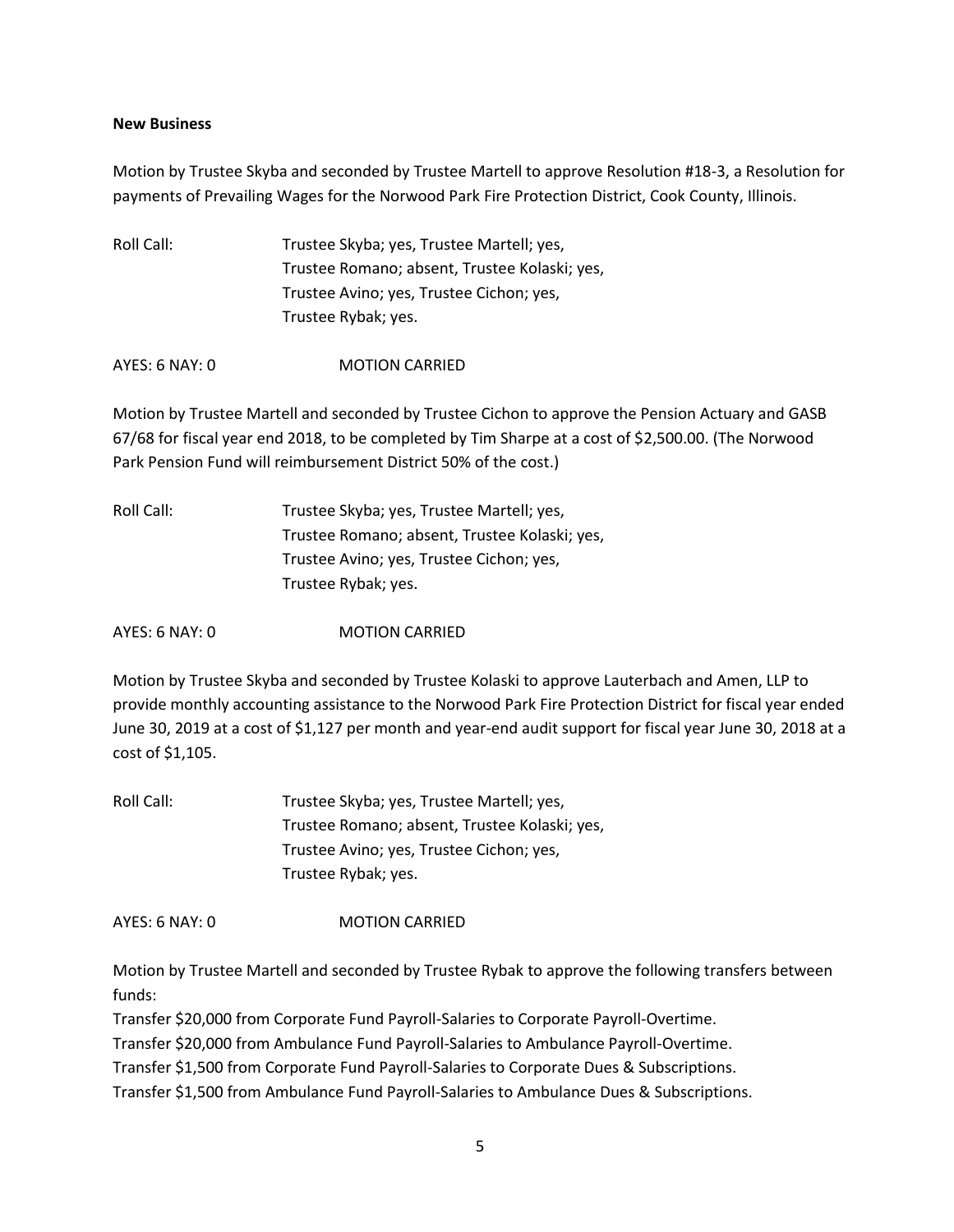**New Business**

Motion by Trustee Skyba and seconded by Trustee Martell to approve Resolution #18-3, a Resolution for payments of Prevailing Wages for the Norwood Park Fire Protection District, Cook County, Illinois.

Roll Call: Trustee Skyba; yes, Trustee Martell; yes,
Trustee Romano; absent, Trustee Kolaski; yes,
Trustee Avino; yes, Trustee Cichon; yes,
Trustee Rybak; yes.

AYES: 6 NAY: 0 MOTION CARRIED

Motion by Trustee Martell and seconded by Trustee Cichon to approve the Pension Actuary and GASB 67/68 for fiscal year end 2018, to be completed by Tim Sharpe at a cost of $2,500.00. (The Norwood Park Pension Fund will reimbursement District 50% of the cost.)

Roll Call: Trustee Skyba; yes, Trustee Martell; yes,
Trustee Romano; absent, Trustee Kolaski; yes,
Trustee Avino; yes, Trustee Cichon; yes,
Trustee Rybak; yes.

AYES: 6 NAY: 0 MOTION CARRIED

Motion by Trustee Skyba and seconded by Trustee Kolaski to approve Lauterbach and Amen, LLP to provide monthly accounting assistance to the Norwood Park Fire Protection District for fiscal year ended June 30, 2019 at a cost of $1,127 per month and year-end audit support for fiscal year June 30, 2018 at a cost of $1,105.

Roll Call: Trustee Skyba; yes, Trustee Martell; yes,
Trustee Romano; absent, Trustee Kolaski; yes,
Trustee Avino; yes, Trustee Cichon; yes,
Trustee Rybak; yes.

AYES: 6 NAY: 0 MOTION CARRIED

Motion by Trustee Martell and seconded by Trustee Rybak to approve the following transfers between funds:
Transfer $20,000 from Corporate Fund Payroll-Salaries to Corporate Payroll-Overtime.
Transfer $20,000 from Ambulance Fund Payroll-Salaries to Ambulance Payroll-Overtime.
Transfer $1,500 from Corporate Fund Payroll-Salaries to Corporate Dues & Subscriptions.
Transfer $1,500 from Ambulance Fund Payroll-Salaries to Ambulance Dues & Subscriptions.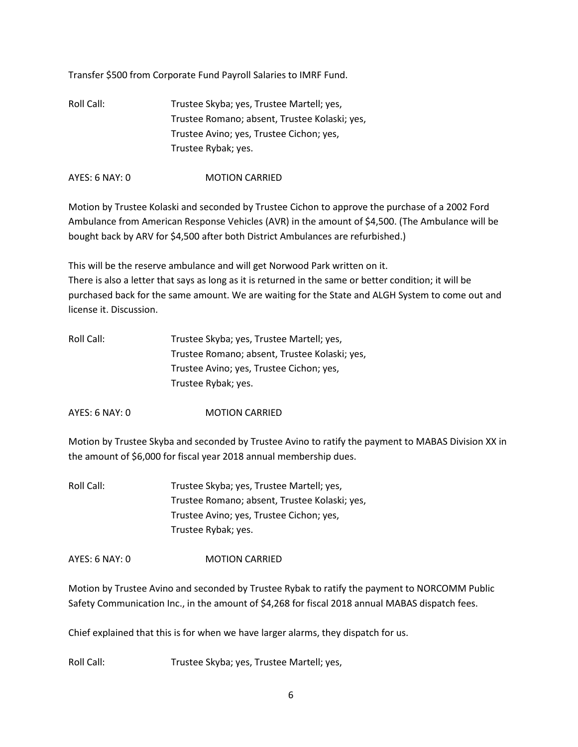Transfer $500 from Corporate Fund Payroll Salaries to IMRF Fund.

Roll Call: Trustee Skyba; yes, Trustee Martell; yes,
Trustee Romano; absent, Trustee Kolaski; yes,
Trustee Avino; yes, Trustee Cichon; yes,
Trustee Rybak; yes.

AYES: 6 NAY: 0 MOTION CARRIED

Motion by Trustee Kolaski and seconded by Trustee Cichon to approve the purchase of a 2002 Ford Ambulance from American Response Vehicles (AVR) in the amount of $4,500. (The Ambulance will be bought back by ARV for $4,500 after both District Ambulances are refurbished.)

This will be the reserve ambulance and will get Norwood Park written on it.
There is also a letter that says as long as it is returned in the same or better condition; it will be purchased back for the same amount. We are waiting for the State and ALGH System to come out and license it. Discussion.

Roll Call: Trustee Skyba; yes, Trustee Martell; yes,
Trustee Romano; absent, Trustee Kolaski; yes,
Trustee Avino; yes, Trustee Cichon; yes,
Trustee Rybak; yes.

AYES: 6 NAY: 0 MOTION CARRIED

Motion by Trustee Skyba and seconded by Trustee Avino to ratify the payment to MABAS Division XX in the amount of $6,000 for fiscal year 2018 annual membership dues.

Roll Call: Trustee Skyba; yes, Trustee Martell; yes,
Trustee Romano; absent, Trustee Kolaski; yes,
Trustee Avino; yes, Trustee Cichon; yes,
Trustee Rybak; yes.

AYES: 6 NAY: 0 MOTION CARRIED

Motion by Trustee Avino and seconded by Trustee Rybak to ratify the payment to NORCOMM Public Safety Communication Inc., in the amount of $4,268 for fiscal 2018 annual MABAS dispatch fees.

Chief explained that this is for when we have larger alarms, they dispatch for us.

Roll Call: Trustee Skyba; yes, Trustee Martell; yes,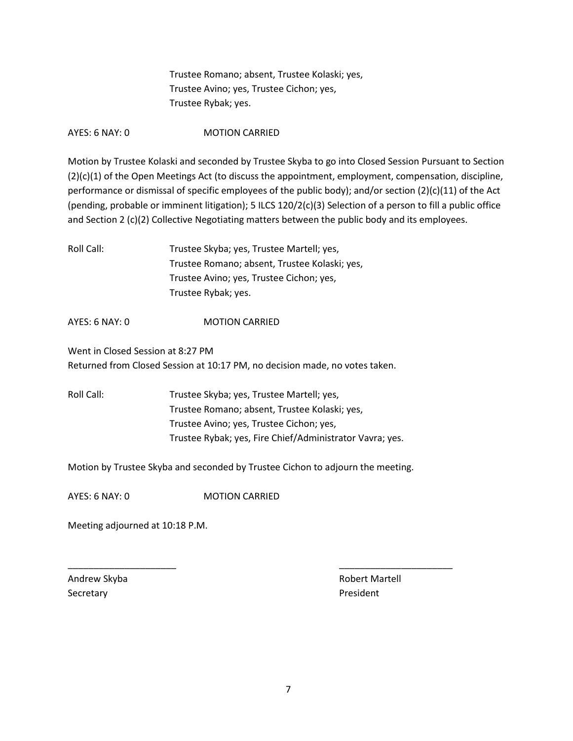Trustee Romano; absent, Trustee Kolaski; yes,
Trustee Avino; yes, Trustee Cichon; yes,
Trustee Rybak; yes.

AYES: 6 NAY: 0 MOTION CARRIED

Motion by Trustee Kolaski and seconded by Trustee Skyba to go into Closed Session Pursuant to Section (2)(c)(1) of the Open Meetings Act (to discuss the appointment, employment, compensation, discipline, performance or dismissal of specific employees of the public body); and/or section (2)(c)(11) of the Act (pending, probable or imminent litigation); 5 ILCS 120/2(c)(3) Selection of a person to fill a public office and Section 2 (c)(2) Collective Negotiating matters between the public body and its employees.

Roll Call: Trustee Skyba; yes, Trustee Martell; yes,
Trustee Romano; absent, Trustee Kolaski; yes,
Trustee Avino; yes, Trustee Cichon; yes,
Trustee Rybak; yes.

AYES: 6 NAY: 0 MOTION CARRIED

Went in Closed Session at 8:27 PM
Returned from Closed Session at 10:17 PM, no decision made, no votes taken.

Roll Call: Trustee Skyba; yes, Trustee Martell; yes,
Trustee Romano; absent, Trustee Kolaski; yes,
Trustee Avino; yes, Trustee Cichon; yes,
Trustee Rybak; yes, Fire Chief/Administrator Vavra; yes.

Motion by Trustee Skyba and seconded by Trustee Cichon to adjourn the meeting.

AYES: 6 NAY: 0 MOTION CARRIED

Meeting adjourned at 10:18 P.M.

_____________________ _____________________

Andrew Skyba Robert Martell
Secretary President